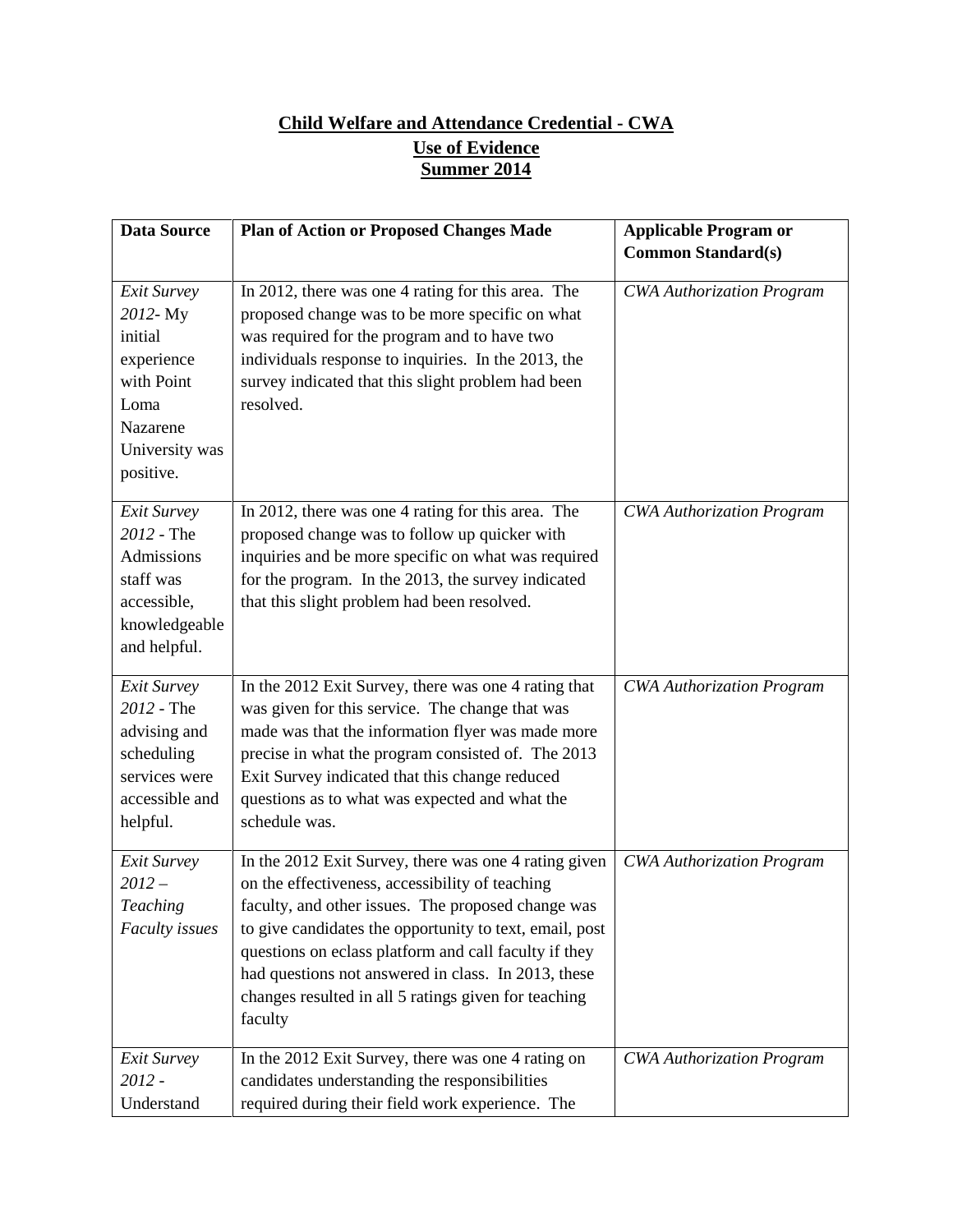**Child Welfare and Attendance Credential - CWA**

**Use of Evidence**

**Summer 2014**

| **Data Source** | **Plan of Action or Proposed Changes Made** | **Applicable Program or Common Standard(s)** |
|---|---|---|
| *Exit Survey 2012*- My initial experience with Point Loma Nazarene University was positive. | In 2012, there was one 4 rating for this area. The proposed change was to be more specific on what was required for the program and to have two individuals response to inquiries. In the 2013, the survey indicated that this slight problem had been resolved. | *CWA Authorization Program* |
| *Exit Survey 2012* - The Admissions staff was accessible, knowledgeable and helpful. | In 2012, there was one 4 rating for this area. The proposed change was to follow up quicker with inquiries and be more specific on what was required for the program. In the 2013, the survey indicated that this slight problem had been resolved. | *CWA Authorization Program* |
| *Exit Survey 2012* - The advising and scheduling services were accessible and helpful. | In the 2012 Exit Survey, there was one 4 rating that was given for this service. The change that was made was that the information flyer was made more precise in what the program consisted of. The 2013 Exit Survey indicated that this change reduced questions as to what was expected and what the schedule was. | *CWA Authorization Program* |
| *Exit Survey 2012 – Teaching Faculty issues* | In the 2012 Exit Survey, there was one 4 rating given on the effectiveness, accessibility of teaching faculty, and other issues. The proposed change was to give candidates the opportunity to text, email, post questions on eclass platform and call faculty if they had questions not answered in class. In 2013, these changes resulted in all 5 ratings given for teaching faculty | *CWA Authorization Program* |
| *Exit Survey 2012* - Understand | In the 2012 Exit Survey, there was one 4 rating on candidates understanding the responsibilities required during their field work experience. The | *CWA Authorization Program* |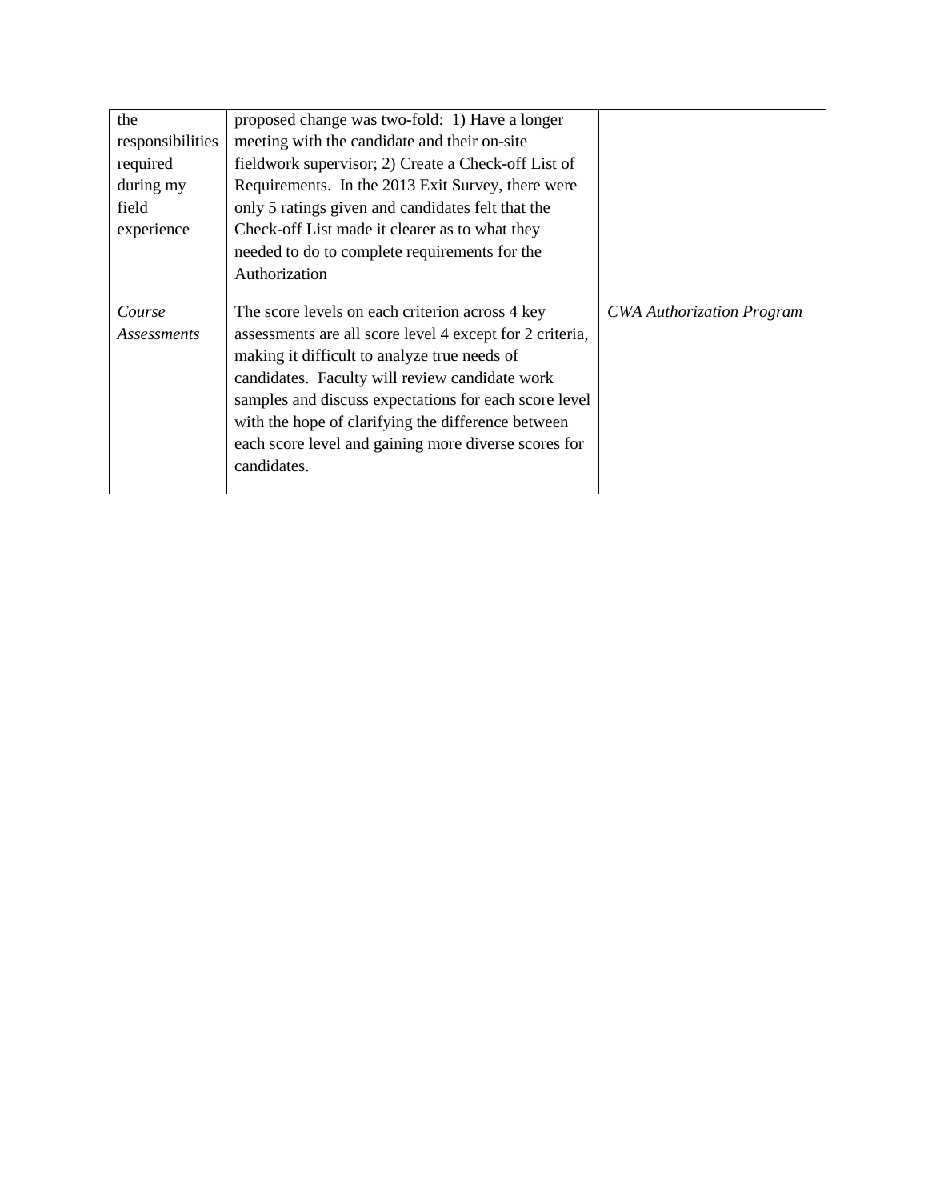| | | |
|---|---|---|
| the responsibilities required during my field experience | proposed change was two-fold: 1) Have a longer meeting with the candidate and their on-site fieldwork supervisor; 2) Create a Check-off List of Requirements. In the 2013 Exit Survey, there were only 5 ratings given and candidates felt that the Check-off List made it clearer as to what they needed to do to complete requirements for the Authorization | |
| *Course Assessments* | The score levels on each criterion across 4 key assessments are all score level 4 except for 2 criteria, making it difficult to analyze true needs of candidates. Faculty will review candidate work samples and discuss expectations for each score level with the hope of clarifying the difference between each score level and gaining more diverse scores for candidates. | *CWA Authorization Program* |